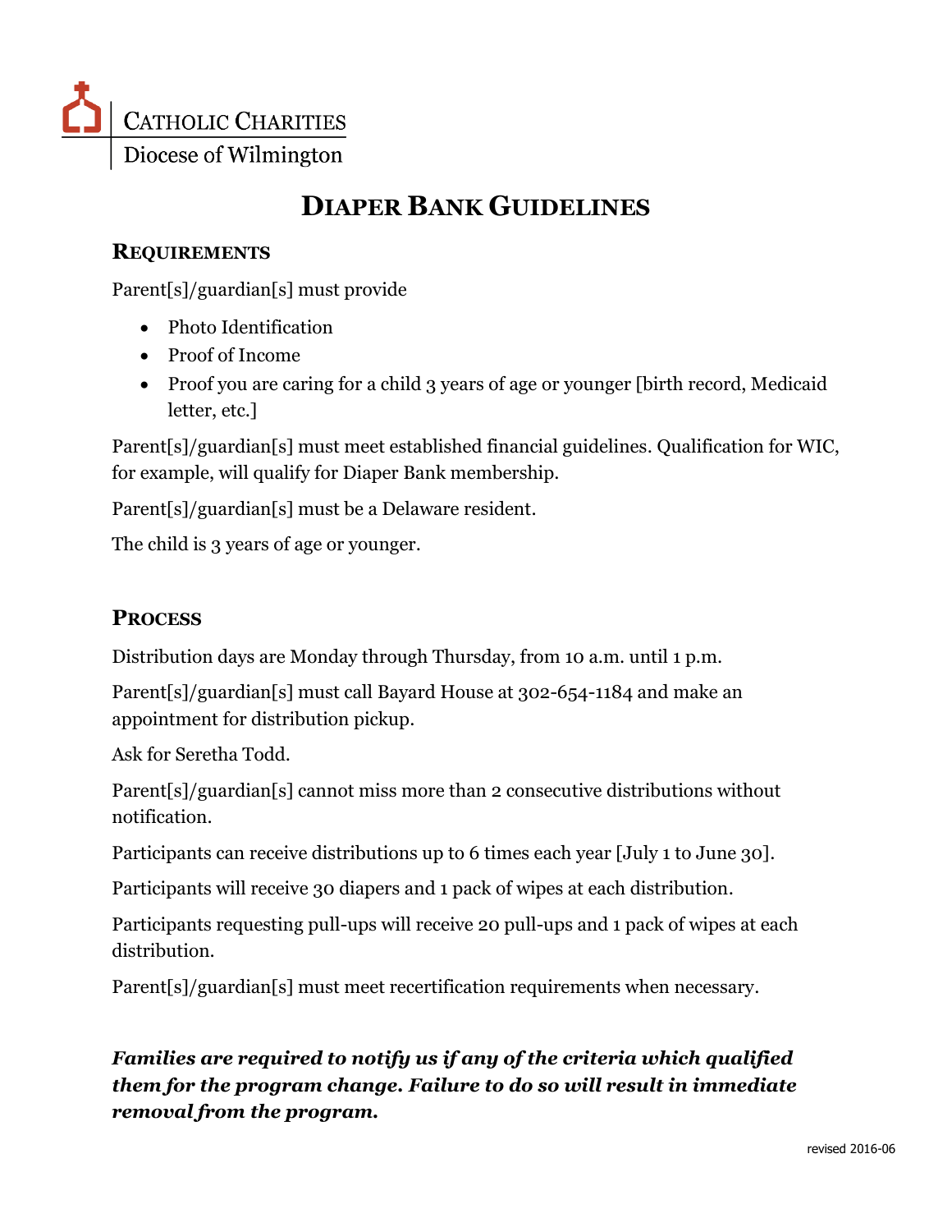Catholic Charities
Diocese of Wilmington

# Diaper Bank Guidelines

## Requirements

Parent[s]/guardian[s] must provide

- Photo Identification
- Proof of Income
- Proof you are caring for a child 3 years of age or younger [birth record, Medicaid letter, etc.]

Parent[s]/guardian[s] must meet established financial guidelines. Qualification for WIC, for example, will qualify for Diaper Bank membership.

Parent[s]/guardian[s] must be a Delaware resident.

The child is 3 years of age or younger.

## Process

Distribution days are Monday through Thursday, from 10 a.m. until 1 p.m.

Parent[s]/guardian[s] must call Bayard House at 302-654-1184 and make an appointment for distribution pickup.

Ask for Seretha Todd.

Parent[s]/guardian[s] cannot miss more than 2 consecutive distributions without notification.

Participants can receive distributions up to 6 times each year [July 1 to June 30].

Participants will receive 30 diapers and 1 pack of wipes at each distribution.

Participants requesting pull-ups will receive 20 pull-ups and 1 pack of wipes at each distribution.

Parent[s]/guardian[s] must meet recertification requirements when necessary.

***Families are required to notify us if any of the criteria which qualified them for the program change. Failure to do so will result in immediate removal from the program.***

revised 2016-06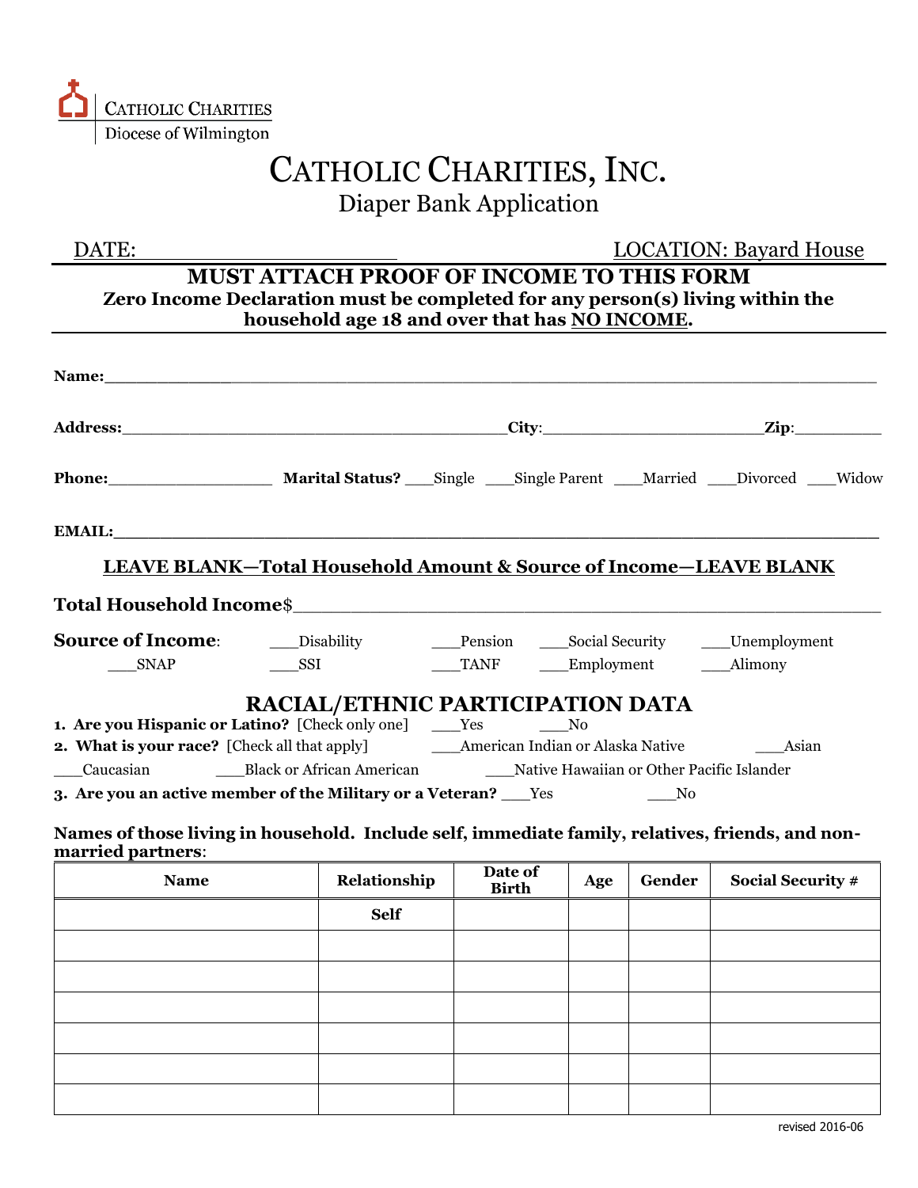CATHOLIC CHARITIES
Diocese of Wilmington

# CATHOLIC CHARITIES, INC.

## Diaper Bank Application

DATE:____________________ LOCATION: Bayard House

**MUST ATTACH PROOF OF INCOME TO THIS FORM**

**Zero Income Declaration must be completed for any person(s) living within the household age 18 and over that has NO INCOME.**

**Name:**______________________________________________________________________

**Address:**________________________________________ **City**:______________________ **Zip**:_________

**Phone:**_________________ **Marital Status?** ___Single ___Single Parent ___Married ___Divorced ___Widow

**EMAIL:**______________________________________________________________________

**LEAVE BLANK—Total Household Amount & Source of Income—LEAVE BLANK**

**Total Household Income**$_____________________________________________________

**Source of Income**: ___Disability ___Pension ___Social Security ___Unemployment ___SNAP ___SSI ___TANF ___Employment ___Alimony

### RACIAL/ETHNIC PARTICIPATION DATA

1. **Are you Hispanic or Latino?** [Check only one] ___Yes ___No
2. **What is your race?** [Check all that apply] ___American Indian or Alaska Native ___Asian ___Caucasian ___Black or African American ___Native Hawaiian or Other Pacific Islander
3. **Are you an active member of the Military or a Veteran?** ___Yes ___No

**Names of those living in household. Include self, immediate family, relatives, friends, and non-married partners**:

| Name | Relationship | Date of Birth | Age | Gender | Social Security # |
|---|---|---|---|---|---|
| | **Self** | | | | |
| | | | | | |
| | | | | | |
| | | | | | |
| | | | | | |
| | | | | | |
| | | | | | |

revised 2016-06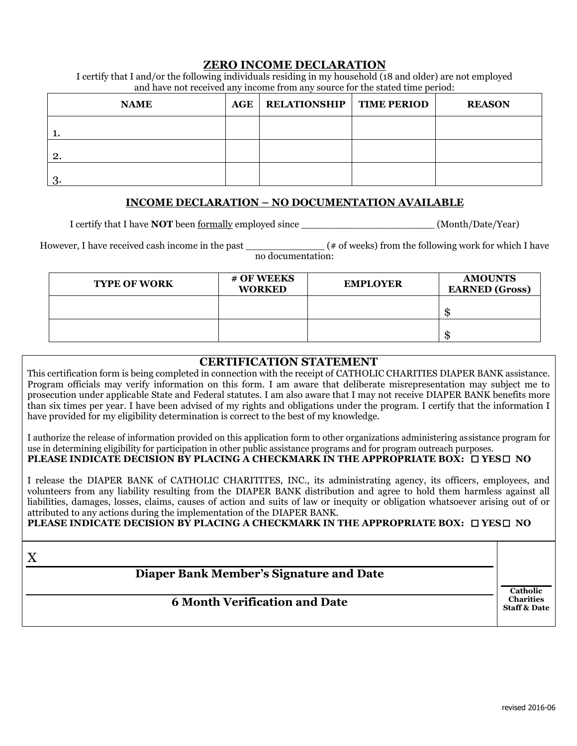## ZERO INCOME DECLARATION

I certify that I and/or the following individuals residing in my household (18 and older) are not employed and have not received any income from any source for the stated time period:

| NAME | AGE | RELATIONSHIP | TIME PERIOD | REASON |
|---|---|---|---|---|
| 1. | | | | |
| 2. | | | | |
| 3. | | | | |

## INCOME DECLARATION – NO DOCUMENTATION AVAILABLE

I certify that I have **NOT** been formally employed since ______________________ (Month/Date/Year)

However, I have received cash income in the past _____________ (# of weeks) from the following work for which I have no documentation:

| TYPE OF WORK | # OF WEEKS WORKED | EMPLOYER | AMOUNTS EARNED (Gross) |
|---|---|---|---|
| | | | $ |
| | | | $ |

## CERTIFICATION STATEMENT

This certification form is being completed in connection with the receipt of CATHOLIC CHARITIES DIAPER BANK assistance. Program officials may verify information on this form. I am aware that deliberate misrepresentation may subject me to prosecution under applicable State and Federal statutes. I am also aware that I may not receive DIAPER BANK benefits more than six times per year. I have been advised of my rights and obligations under the program. I certify that the information I have provided for my eligibility determination is correct to the best of my knowledge.

I authorize the release of information provided on this application form to other organizations administering assistance program for use in determining eligibility for participation in other public assistance programs and for program outreach purposes.
**PLEASE INDICATE DECISION BY PLACING A CHECKMARK IN THE APPROPRIATE BOX: ☐ YES ☐ NO**

I release the DIAPER BANK of CATHOLIC CHARITITES, INC., its administrating agency, its officers, employees, and volunteers from any liability resulting from the DIAPER BANK distribution and agree to hold them harmless against all liabilities, damages, losses, claims, causes of action and suits of law or inequity or obligation whatsoever arising out of or attributed to any actions during the implementation of the DIAPER BANK.
**PLEASE INDICATE DECISION BY PLACING A CHECKMARK IN THE APPROPRIATE BOX: ☐ YES ☐ NO**

X ______________________________________________

**Diaper Bank Member's Signature and Date**

______________________________________________

**6 Month Verification and Date**

______________

**Catholic Charities Staff & Date**

revised 2016-06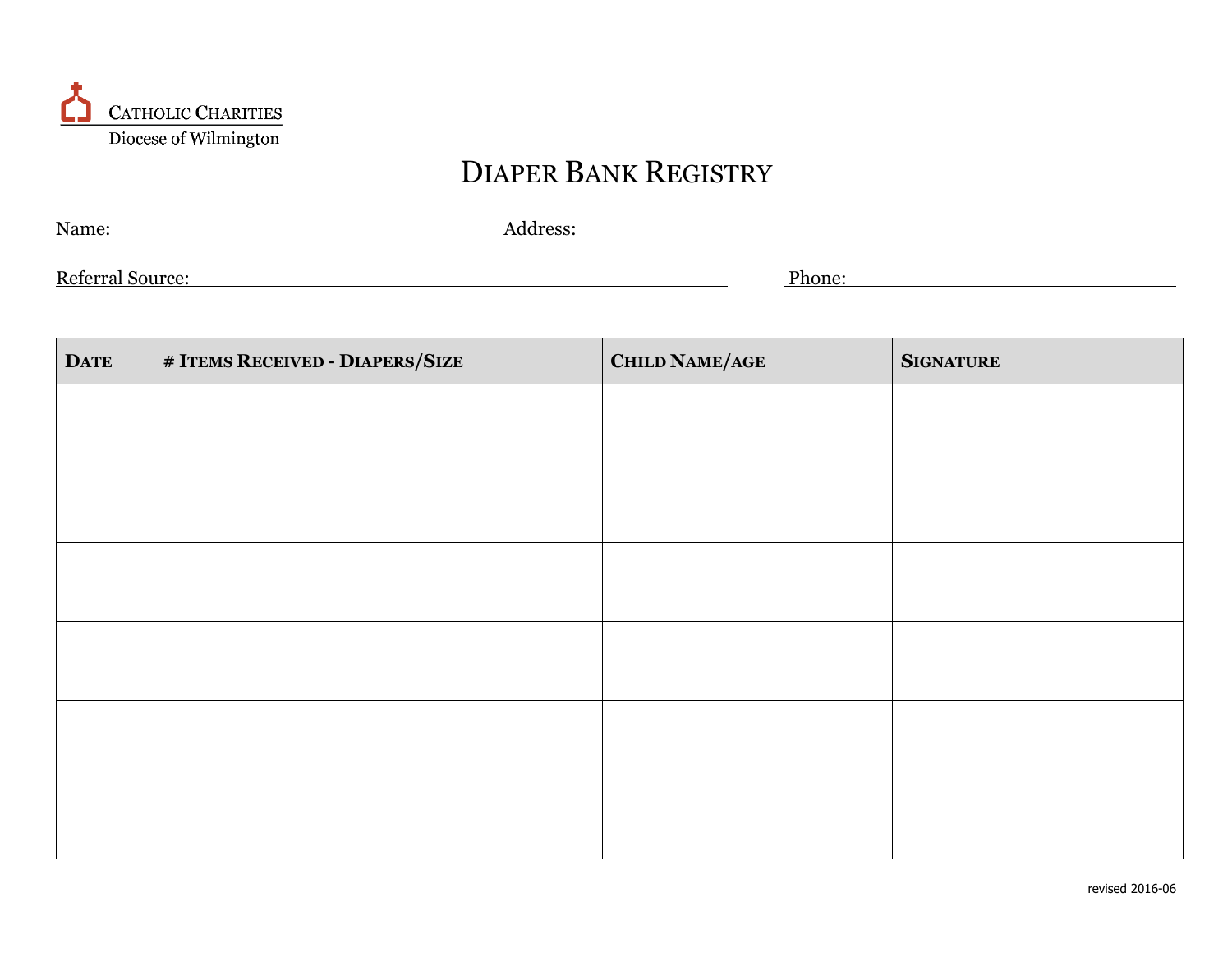Catholic Charities
Diocese of Wilmington

# Diaper Bank Registry

Name:\_\_\_\_\_\_\_\_\_\_\_\_\_\_\_\_\_\_\_\_\_\_\_\_\_\_\_\_ Address:\_\_\_\_\_\_\_\_\_\_\_\_\_\_\_\_\_\_\_\_\_\_\_\_\_\_\_\_\_\_\_\_\_\_\_\_\_\_\_\_\_\_\_\_\_\_\_\_\_\_

Referral Source:\_\_\_\_\_\_\_\_\_\_\_\_\_\_\_\_\_\_\_\_\_\_\_\_\_\_\_\_\_\_\_\_\_\_\_\_\_\_\_\_ Phone:\_\_\_\_\_\_\_\_\_\_\_\_\_\_\_\_\_\_\_\_\_\_\_\_\_\_\_\_

| Date | # Items Received - Diapers/Size | Child Name/age | Signature |
|---|---|---|---|
| | | | |
| | | | |
| | | | |
| | | | |
| | | | |
| | | | |

revised 2016-06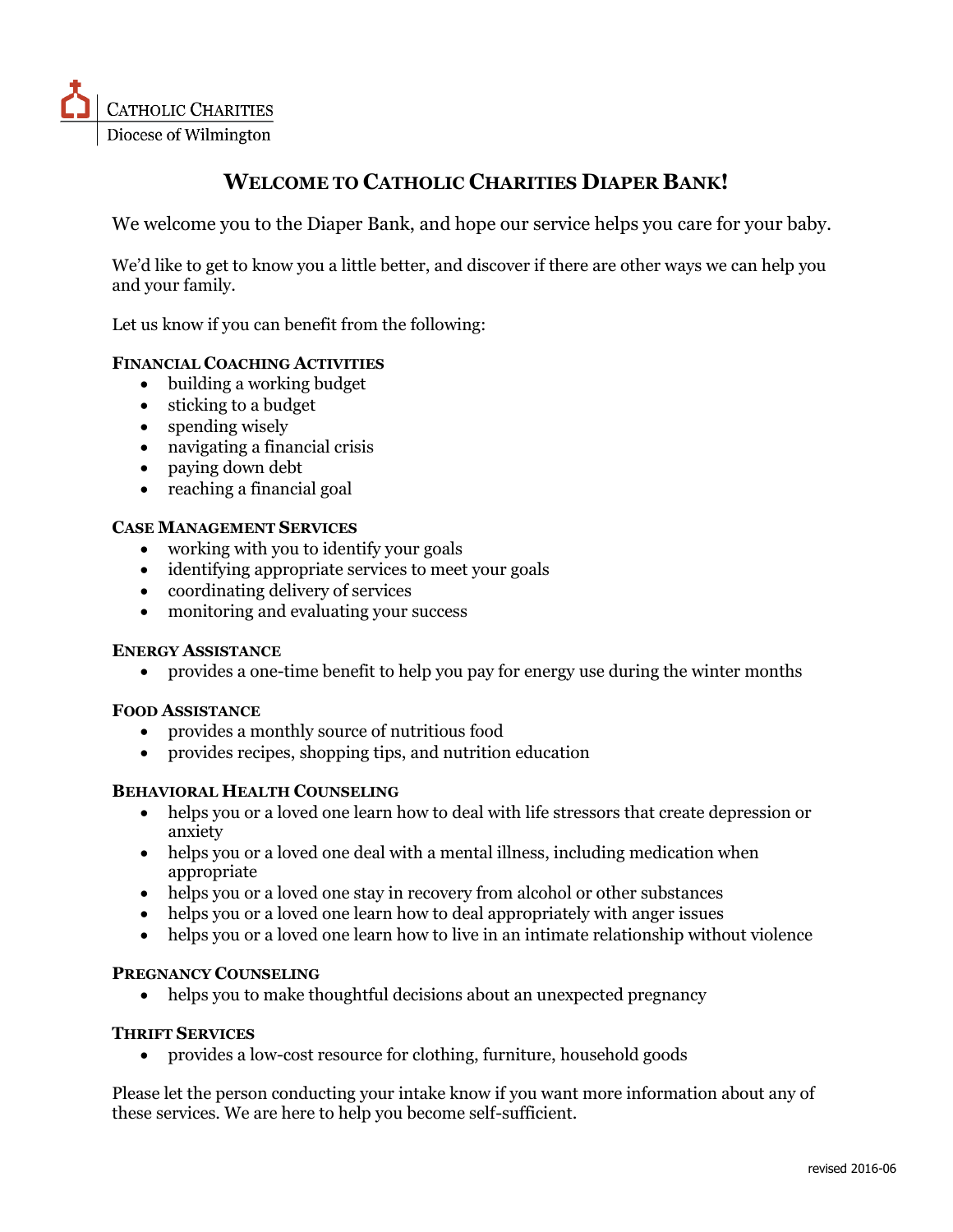Catholic Charities
Diocese of Wilmington

# Welcome to Catholic Charities Diaper Bank!

We welcome you to the Diaper Bank, and hope our service helps you care for your baby.

We'd like to get to know you a little better, and discover if there are other ways we can help you and your family.

Let us know if you can benefit from the following:

**Financial Coaching Activities**

- building a working budget
- sticking to a budget
- spending wisely
- navigating a financial crisis
- paying down debt
- reaching a financial goal

**Case Management Services**

- working with you to identify your goals
- identifying appropriate services to meet your goals
- coordinating delivery of services
- monitoring and evaluating your success

**Energy Assistance**

- provides a one-time benefit to help you pay for energy use during the winter months

**Food Assistance**

- provides a monthly source of nutritious food
- provides recipes, shopping tips, and nutrition education

**Behavioral Health Counseling**

- helps you or a loved one learn how to deal with life stressors that create depression or anxiety
- helps you or a loved one deal with a mental illness, including medication when appropriate
- helps you or a loved one stay in recovery from alcohol or other substances
- helps you or a loved one learn how to deal appropriately with anger issues
- helps you or a loved one learn how to live in an intimate relationship without violence

**Pregnancy Counseling**

- helps you to make thoughtful decisions about an unexpected pregnancy

**Thrift Services**

- provides a low-cost resource for clothing, furniture, household goods

Please let the person conducting your intake know if you want more information about any of these services. We are here to help you become self-sufficient.

revised 2016-06